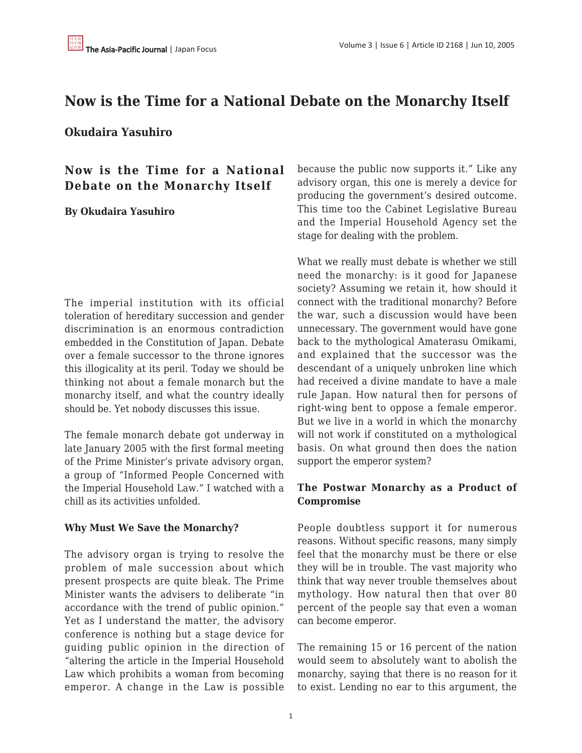# Now is the Time for a National Debate on the Monarchy Itself

## Okudaira Yasuhiro

### Now is the Time for a National Debate on the Monarchy Itself

**By Okudaira Yasuhiro**

The imperial institution with its official toleration of hereditary succession and gender discrimination is an enormous contradiction embedded in the Constitution of Japan. Debate over a female successor to the throne ignores this illogicality at its peril. Today we should be thinking not about a female monarch but the monarchy itself, and what the country ideally should be. Yet nobody discusses this issue.

The female monarch debate got underway in late January 2005 with the first formal meeting of the Prime Minister's private advisory organ, a group of "Informed People Concerned with the Imperial Household Law." I watched with a chill as its activities unfolded.

#### Why Must We Save the Monarchy?

The advisory organ is trying to resolve the problem of male succession about which present prospects are quite bleak. The Prime Minister wants the advisers to deliberate "in accordance with the trend of public opinion." Yet as I understand the matter, the advisory conference is nothing but a stage device for guiding public opinion in the direction of "altering the article in the Imperial Household Law which prohibits a woman from becoming emperor. A change in the Law is possible because the public now supports it." Like any advisory organ, this one is merely a device for producing the government's desired outcome. This time too the Cabinet Legislative Bureau and the Imperial Household Agency set the stage for dealing with the problem.

What we really must debate is whether we still need the monarchy: is it good for Japanese society? Assuming we retain it, how should it connect with the traditional monarchy? Before the war, such a discussion would have been unnecessary. The government would have gone back to the mythological Amaterasu Omikami, and explained that the successor was the descendant of a uniquely unbroken line which had received a divine mandate to have a male rule Japan. How natural then for persons of right-wing bent to oppose a female emperor. But we live in a world in which the monarchy will not work if constituted on a mythological basis. On what ground then does the nation support the emperor system?

#### The Postwar Monarchy as a Product of Compromise

People doubtless support it for numerous reasons. Without specific reasons, many simply feel that the monarchy must be there or else they will be in trouble. The vast majority who think that way never trouble themselves about mythology. How natural then that over 80 percent of the people say that even a woman can become emperor.

The remaining 15 or 16 percent of the nation would seem to absolutely want to abolish the monarchy, saying that there is no reason for it to exist. Lending no ear to this argument, the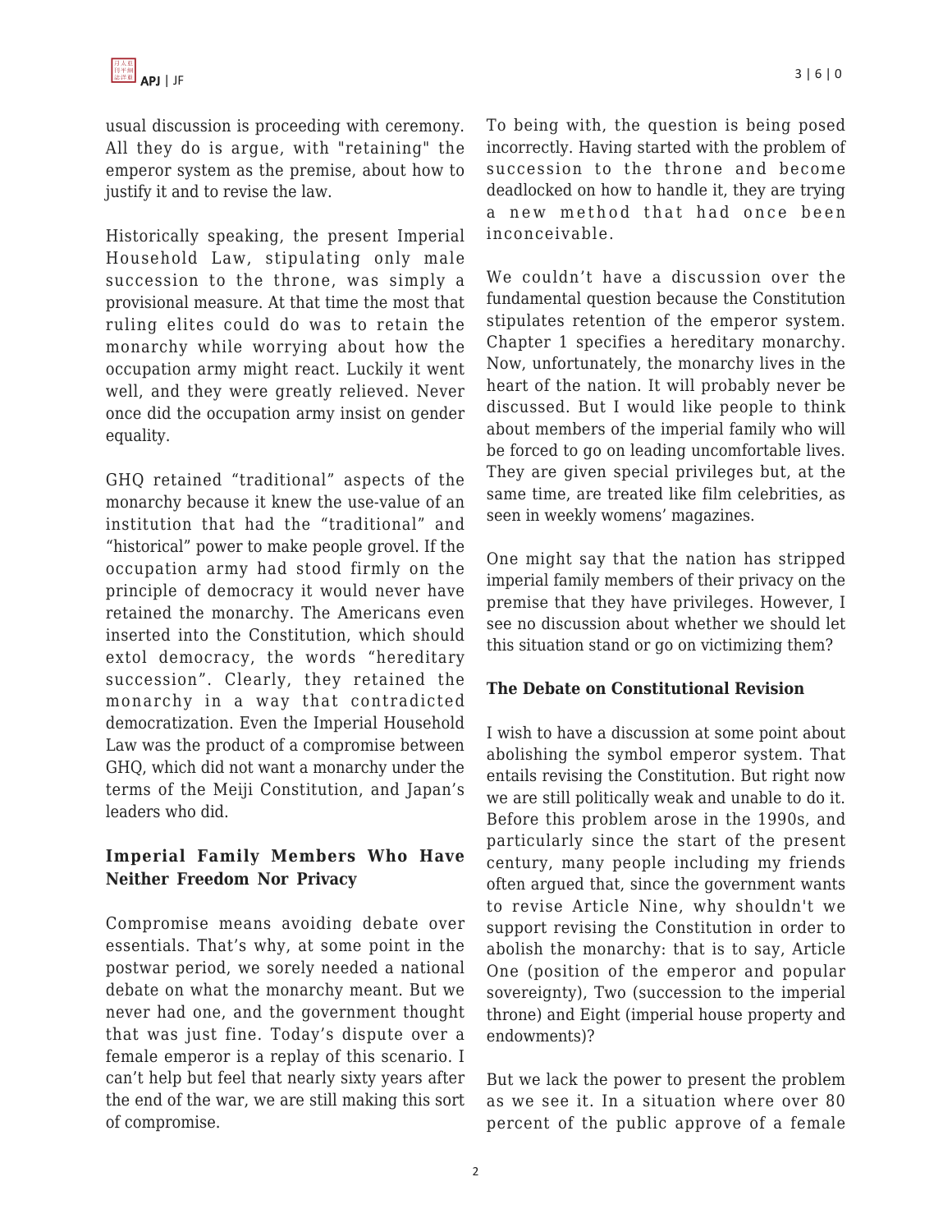usual discussion is proceeding with ceremony. All they do is argue, with "retaining" the emperor system as the premise, about how to justify it and to revise the law.

Historically speaking, the present Imperial Household Law, stipulating only male succession to the throne, was simply a provisional measure. At that time the most that ruling elites could do was to retain the monarchy while worrying about how the occupation army might react. Luckily it went well, and they were greatly relieved. Never once did the occupation army insist on gender equality.

GHQ retained "traditional" aspects of the monarchy because it knew the use-value of an institution that had the "traditional" and "historical" power to make people grovel. If the occupation army had stood firmly on the principle of democracy it would never have retained the monarchy. The Americans even inserted into the Constitution, which should extol democracy, the words "hereditary succession". Clearly, they retained the monarchy in a way that contradicted democratization. Even the Imperial Household Law was the product of a compromise between GHQ, which did not want a monarchy under the terms of the Meiji Constitution, and Japan's leaders who did.

### Imperial Family Members Who Have Neither Freedom Nor Privacy

Compromise means avoiding debate over essentials. That's why, at some point in the postwar period, we sorely needed a national debate on what the monarchy meant. But we never had one, and the government thought that was just fine. Today's dispute over a female emperor is a replay of this scenario. I can't help but feel that nearly sixty years after the end of the war, we are still making this sort of compromise.

To being with, the question is being posed incorrectly. Having started with the problem of succession to the throne and become deadlocked on how to handle it, they are trying a new method that had once been inconceivable.

We couldn't have a discussion over the fundamental question because the Constitution stipulates retention of the emperor system. Chapter 1 specifies a hereditary monarchy. Now, unfortunately, the monarchy lives in the heart of the nation. It will probably never be discussed. But I would like people to think about members of the imperial family who will be forced to go on leading uncomfortable lives. They are given special privileges but, at the same time, are treated like film celebrities, as seen in weekly womens' magazines.

One might say that the nation has stripped imperial family members of their privacy on the premise that they have privileges. However, I see no discussion about whether we should let this situation stand or go on victimizing them?

### The Debate on Constitutional Revision

I wish to have a discussion at some point about abolishing the symbol emperor system. That entails revising the Constitution. But right now we are still politically weak and unable to do it. Before this problem arose in the 1990s, and particularly since the start of the present century, many people including my friends often argued that, since the government wants to revise Article Nine, why shouldn't we support revising the Constitution in order to abolish the monarchy: that is to say, Article One (position of the emperor and popular sovereignty), Two (succession to the imperial throne) and Eight (imperial house property and endowments)?

But we lack the power to present the problem as we see it. In a situation where over 80 percent of the public approve of a female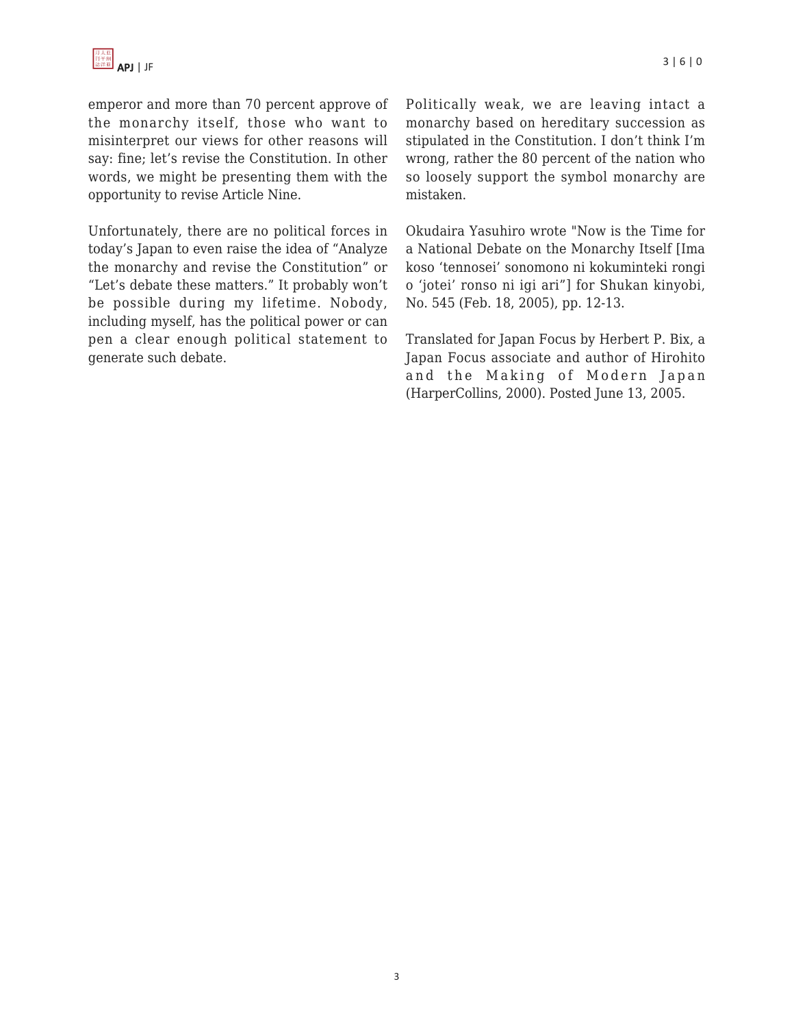emperor and more than 70 percent approve of the monarchy itself, those who want to misinterpret our views for other reasons will say: fine; let's revise the Constitution. In other words, we might be presenting them with the opportunity to revise Article Nine.

Unfortunately, there are no political forces in today's Japan to even raise the idea of "Analyze the monarchy and revise the Constitution" or "Let's debate these matters." It probably won't be possible during my lifetime. Nobody, including myself, has the political power or can pen a clear enough political statement to generate such debate.

Politically weak, we are leaving intact a monarchy based on hereditary succession as stipulated in the Constitution. I don't think I'm wrong, rather the 80 percent of the nation who so loosely support the symbol monarchy are mistaken.

Okudaira Yasuhiro wrote "Now is the Time for a National Debate on the Monarchy Itself [Ima koso 'tennosei' sonomono ni kokuminteki rongi o 'jotei' ronso ni igi ari"] for Shukan kinyobi, No. 545 (Feb. 18, 2005), pp. 12-13.

Translated for Japan Focus by Herbert P. Bix, a Japan Focus associate and author of Hirohito and the Making of Modern Japan (HarperCollins, 2000). Posted June 13, 2005.